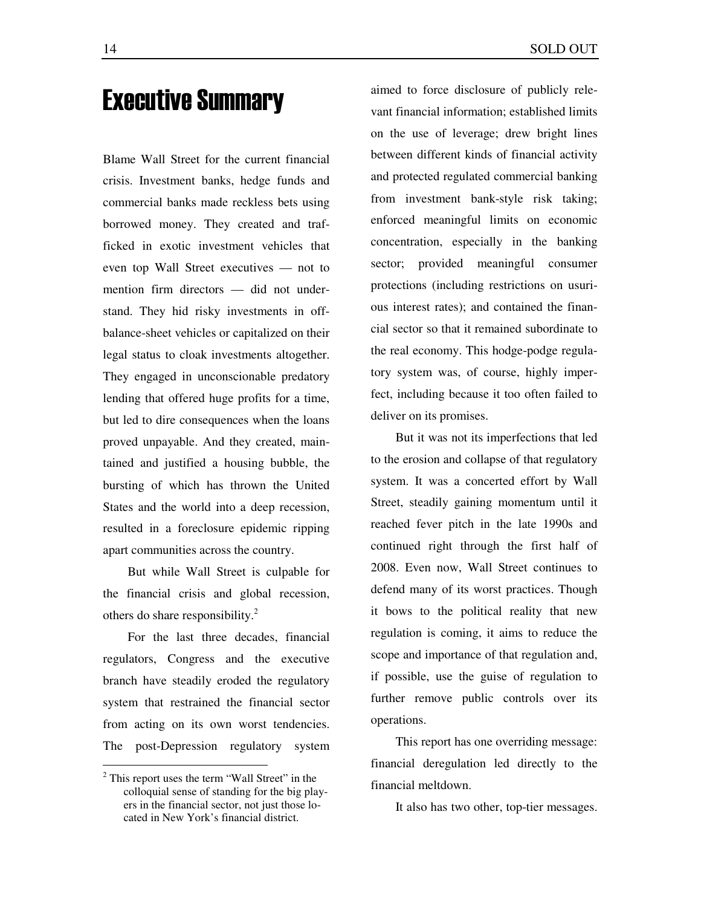# Executive Summary

Blame Wall Street for the current financial crisis. Investment banks, hedge funds and commercial banks made reckless bets using borrowed money. They created and trafficked in exotic investment vehicles that even top Wall Street executives — not to mention firm directors — did not understand. They hid risky investments in off-balance-sheet vehicles or capitalized on their legal status to cloak investments altogether. They engaged in unconscionable predatory lending that offered huge profits for a time, but led to dire consequences when the loans proved unpayable. And they created, maintained and justified a housing bubble, the bursting of which has thrown the United States and the world into a deep recession, resulted in a foreclosure epidemic ripping apart communities across the country.

But while Wall Street is culpable for the financial crisis and global recession, others do share responsibility.[2]

For the last three decades, financial regulators, Congress and the executive branch have steadily eroded the regulatory system that restrained the financial sector from acting on its own worst tendencies. The post-Depression regulatory system aimed to force disclosure of publicly relevant financial information; established limits on the use of leverage; drew bright lines between different kinds of financial activity and protected regulated commercial banking from investment bank-style risk taking; enforced meaningful limits on economic concentration, especially in the banking sector; provided meaningful consumer protections (including restrictions on usurious interest rates); and contained the financial sector so that it remained subordinate to the real economy. This hodge-podge regulatory system was, of course, highly imperfect, including because it too often failed to deliver on its promises.

But it was not its imperfections that led to the erosion and collapse of that regulatory system. It was a concerted effort by Wall Street, steadily gaining momentum until it reached fever pitch in the late 1990s and continued right through the first half of 2008. Even now, Wall Street continues to defend many of its worst practices. Though it bows to the political reality that new regulation is coming, it aims to reduce the scope and importance of that regulation and, if possible, use the guise of regulation to further remove public controls over its operations.

This report has one overriding message: financial deregulation led directly to the financial meltdown.

It also has two other, top-tier messages.

[2] This report uses the term "Wall Street" in the colloquial sense of standing for the big players in the financial sector, not just those located in New York's financial district.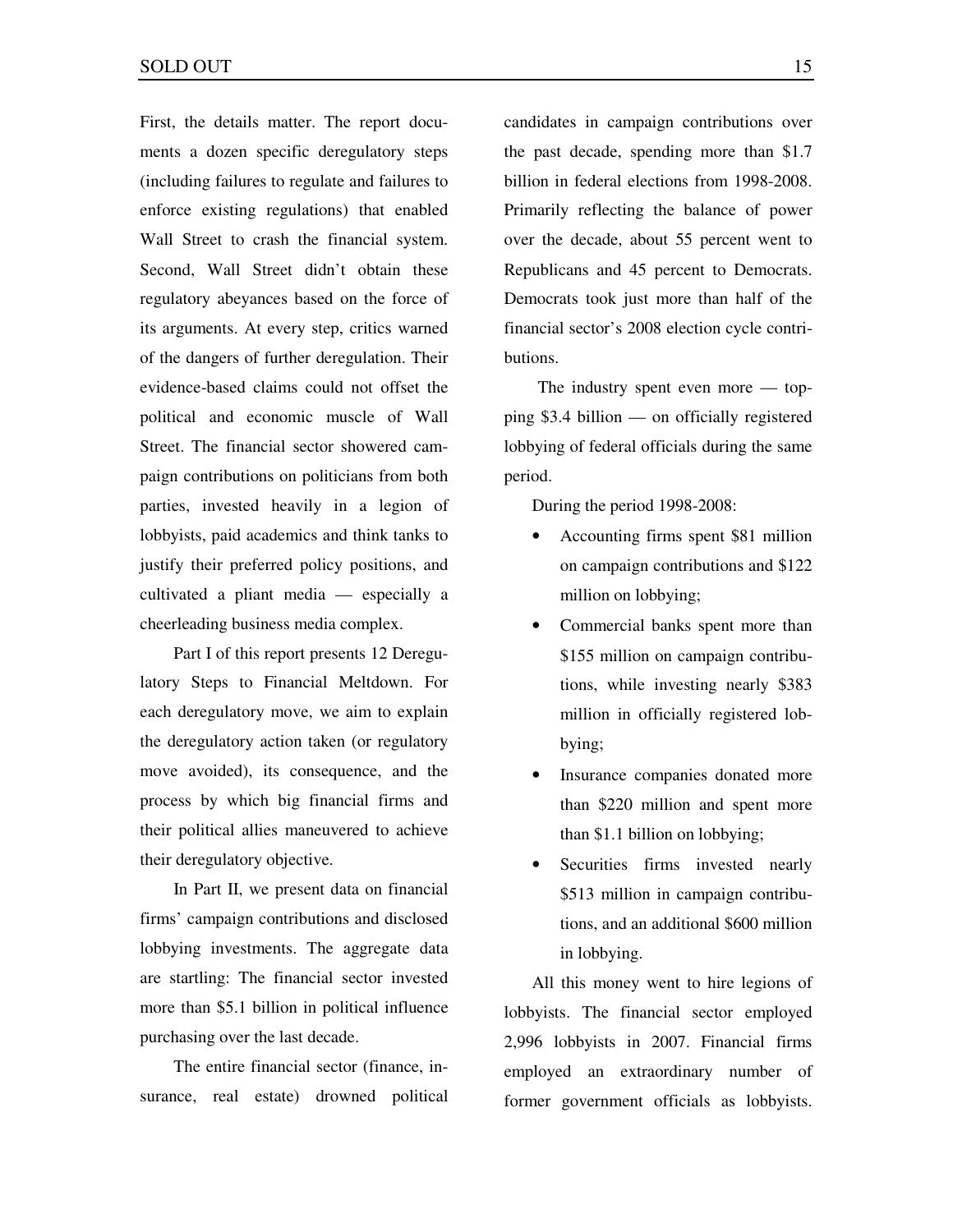First, the details matter. The report documents a dozen specific deregulatory steps (including failures to regulate and failures to enforce existing regulations) that enabled Wall Street to crash the financial system. Second, Wall Street didn't obtain these regulatory abeyances based on the force of its arguments. At every step, critics warned of the dangers of further deregulation. Their evidence-based claims could not offset the political and economic muscle of Wall Street. The financial sector showered campaign contributions on politicians from both parties, invested heavily in a legion of lobbyists, paid academics and think tanks to justify their preferred policy positions, and cultivated a pliant media — especially a cheerleading business media complex.

Part I of this report presents 12 Deregulatory Steps to Financial Meltdown. For each deregulatory move, we aim to explain the deregulatory action taken (or regulatory move avoided), its consequence, and the process by which big financial firms and their political allies maneuvered to achieve their deregulatory objective.

In Part II, we present data on financial firms' campaign contributions and disclosed lobbying investments. The aggregate data are startling: The financial sector invested more than $5.1 billion in political influence purchasing over the last decade.

The entire financial sector (finance, insurance, real estate) drowned political candidates in campaign contributions over the past decade, spending more than $1.7 billion in federal elections from 1998-2008. Primarily reflecting the balance of power over the decade, about 55 percent went to Republicans and 45 percent to Democrats. Democrats took just more than half of the financial sector's 2008 election cycle contributions.

The industry spent even more — topping $3.4 billion — on officially registered lobbying of federal officials during the same period.

During the period 1998-2008:

- Accounting firms spent $81 million on campaign contributions and $122 million on lobbying;
- Commercial banks spent more than $155 million on campaign contributions, while investing nearly $383 million in officially registered lobbying;
- Insurance companies donated more than $220 million and spent more than $1.1 billion on lobbying;
- Securities firms invested nearly $513 million in campaign contributions, and an additional $600 million in lobbying.

All this money went to hire legions of lobbyists. The financial sector employed 2,996 lobbyists in 2007. Financial firms employed an extraordinary number of former government officials as lobbyists.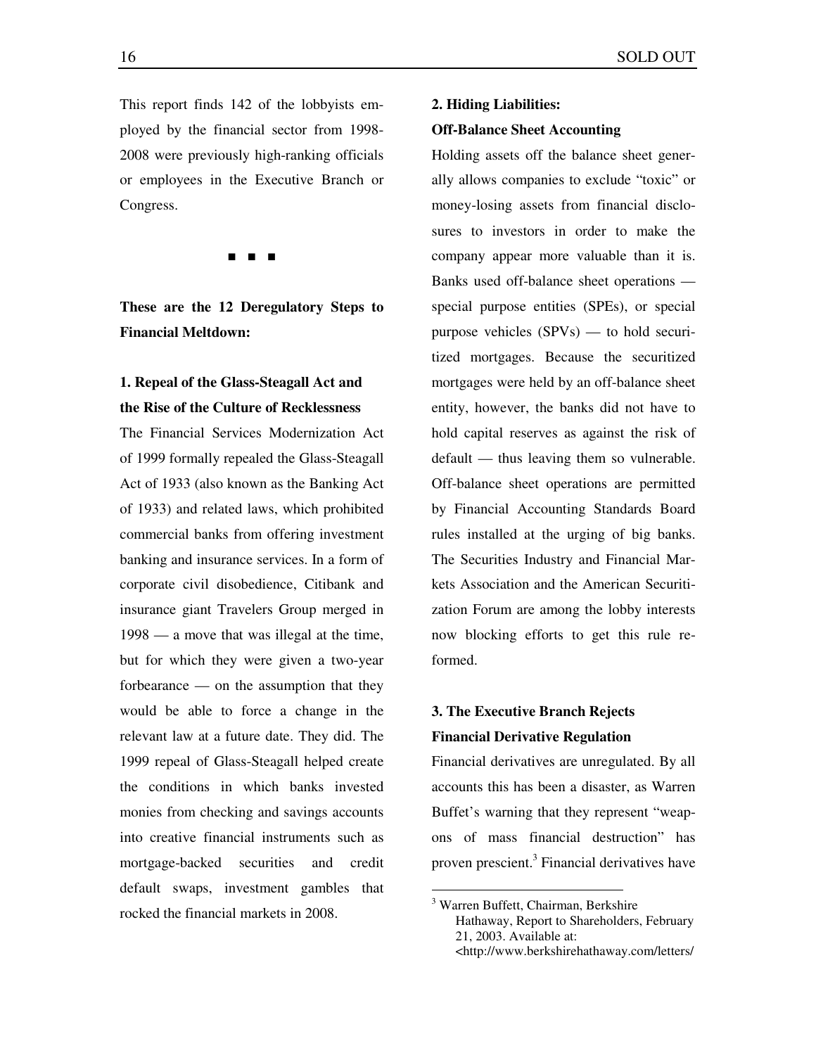This report finds 142 of the lobbyists employed by the financial sector from 1998-2008 were previously high-ranking officials or employees in the Executive Branch or Congress.

■ ■ ■

**These are the 12 Deregulatory Steps to Financial Meltdown:**

### 1. Repeal of the Glass-Steagall Act and the Rise of the Culture of Recklessness

The Financial Services Modernization Act of 1999 formally repealed the Glass-Steagall Act of 1933 (also known as the Banking Act of 1933) and related laws, which prohibited commercial banks from offering investment banking and insurance services. In a form of corporate civil disobedience, Citibank and insurance giant Travelers Group merged in 1998 — a move that was illegal at the time, but for which they were given a two-year forbearance — on the assumption that they would be able to force a change in the relevant law at a future date. They did. The 1999 repeal of Glass-Steagall helped create the conditions in which banks invested monies from checking and savings accounts into creative financial instruments such as mortgage-backed securities and credit default swaps, investment gambles that rocked the financial markets in 2008.

### 2. Hiding Liabilities: Off-Balance Sheet Accounting

Holding assets off the balance sheet generally allows companies to exclude "toxic" or money-losing assets from financial disclosures to investors in order to make the company appear more valuable than it is. Banks used off-balance sheet operations — special purpose entities (SPEs), or special purpose vehicles (SPVs) — to hold securitized mortgages. Because the securitized mortgages were held by an off-balance sheet entity, however, the banks did not have to hold capital reserves as against the risk of default — thus leaving them so vulnerable. Off-balance sheet operations are permitted by Financial Accounting Standards Board rules installed at the urging of big banks. The Securities Industry and Financial Markets Association and the American Securitization Forum are among the lobby interests now blocking efforts to get this rule reformed.

### 3. The Executive Branch Rejects Financial Derivative Regulation

Financial derivatives are unregulated. By all accounts this has been a disaster, as Warren Buffet's warning that they represent "weapons of mass financial destruction" has proven prescient.[3] Financial derivatives have

---

[3] Warren Buffett, Chairman, Berkshire Hathaway, Report to Shareholders, February 21, 2003. Available at: <http://www.berkshirehathaway.com/letters/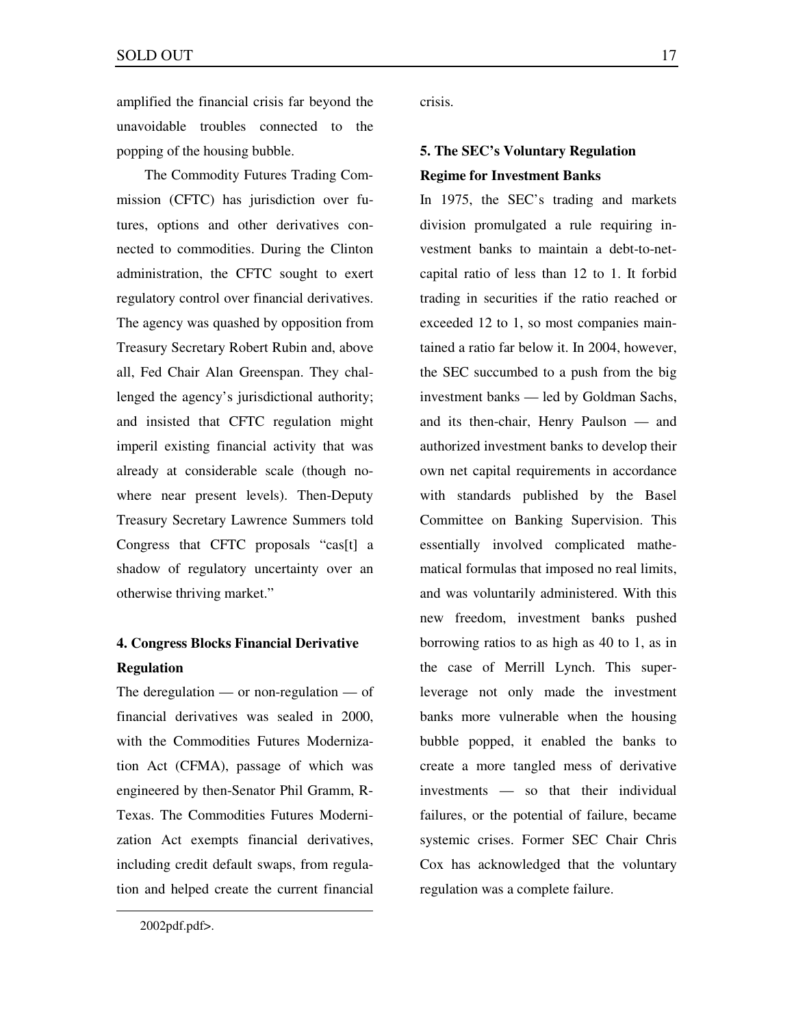amplified the financial crisis far beyond the unavoidable troubles connected to the popping of the housing bubble.

The Commodity Futures Trading Commission (CFTC) has jurisdiction over futures, options and other derivatives connected to commodities. During the Clinton administration, the CFTC sought to exert regulatory control over financial derivatives. The agency was quashed by opposition from Treasury Secretary Robert Rubin and, above all, Fed Chair Alan Greenspan. They challenged the agency's jurisdictional authority; and insisted that CFTC regulation might imperil existing financial activity that was already at considerable scale (though nowhere near present levels). Then-Deputy Treasury Secretary Lawrence Summers told Congress that CFTC proposals "cas[t] a shadow of regulatory uncertainty over an otherwise thriving market."

### 4. Congress Blocks Financial Derivative Regulation

The deregulation — or non-regulation — of financial derivatives was sealed in 2000, with the Commodities Futures Modernization Act (CFMA), passage of which was engineered by then-Senator Phil Gramm, R-Texas. The Commodities Futures Modernization Act exempts financial derivatives, including credit default swaps, from regulation and helped create the current financial crisis.

### 5. The SEC's Voluntary Regulation Regime for Investment Banks

In 1975, the SEC's trading and markets division promulgated a rule requiring investment banks to maintain a debt-to-net-capital ratio of less than 12 to 1. It forbid trading in securities if the ratio reached or exceeded 12 to 1, so most companies maintained a ratio far below it. In 2004, however, the SEC succumbed to a push from the big investment banks — led by Goldman Sachs, and its then-chair, Henry Paulson — and authorized investment banks to develop their own net capital requirements in accordance with standards published by the Basel Committee on Banking Supervision. This essentially involved complicated mathematical formulas that imposed no real limits, and was voluntarily administered. With this new freedom, investment banks pushed borrowing ratios to as high as 40 to 1, as in the case of Merrill Lynch. This super-leverage not only made the investment banks more vulnerable when the housing bubble popped, it enabled the banks to create a more tangled mess of derivative investments — so that their individual failures, or the potential of failure, became systemic crises. Former SEC Chair Chris Cox has acknowledged that the voluntary regulation was a complete failure.

2002pdf.pdf>.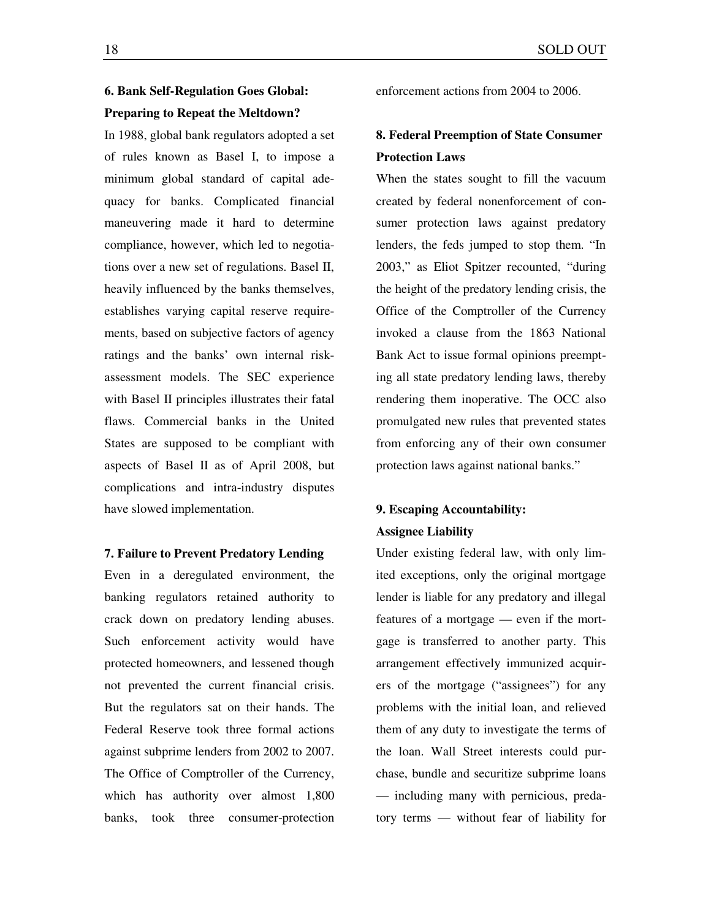### 6. Bank Self-Regulation Goes Global: Preparing to Repeat the Meltdown?

In 1988, global bank regulators adopted a set of rules known as Basel I, to impose a minimum global standard of capital adequacy for banks. Complicated financial maneuvering made it hard to determine compliance, however, which led to negotiations over a new set of regulations. Basel II, heavily influenced by the banks themselves, establishes varying capital reserve requirements, based on subjective factors of agency ratings and the banks' own internal risk-assessment models. The SEC experience with Basel II principles illustrates their fatal flaws. Commercial banks in the United States are supposed to be compliant with aspects of Basel II as of April 2008, but complications and intra-industry disputes have slowed implementation.

### 7. Failure to Prevent Predatory Lending

Even in a deregulated environment, the banking regulators retained authority to crack down on predatory lending abuses. Such enforcement activity would have protected homeowners, and lessened though not prevented the current financial crisis. But the regulators sat on their hands. The Federal Reserve took three formal actions against subprime lenders from 2002 to 2007. The Office of Comptroller of the Currency, which has authority over almost 1,800 banks, took three consumer-protection enforcement actions from 2004 to 2006.

### 8. Federal Preemption of State Consumer Protection Laws

When the states sought to fill the vacuum created by federal nonenforcement of consumer protection laws against predatory lenders, the feds jumped to stop them. "In 2003," as Eliot Spitzer recounted, "during the height of the predatory lending crisis, the Office of the Comptroller of the Currency invoked a clause from the 1863 National Bank Act to issue formal opinions preempting all state predatory lending laws, thereby rendering them inoperative. The OCC also promulgated new rules that prevented states from enforcing any of their own consumer protection laws against national banks."

### 9. Escaping Accountability: Assignee Liability

Under existing federal law, with only limited exceptions, only the original mortgage lender is liable for any predatory and illegal features of a mortgage — even if the mortgage is transferred to another party. This arrangement effectively immunized acquirers of the mortgage ("assignees") for any problems with the initial loan, and relieved them of any duty to investigate the terms of the loan. Wall Street interests could purchase, bundle and securitize subprime loans — including many with pernicious, predatory terms — without fear of liability for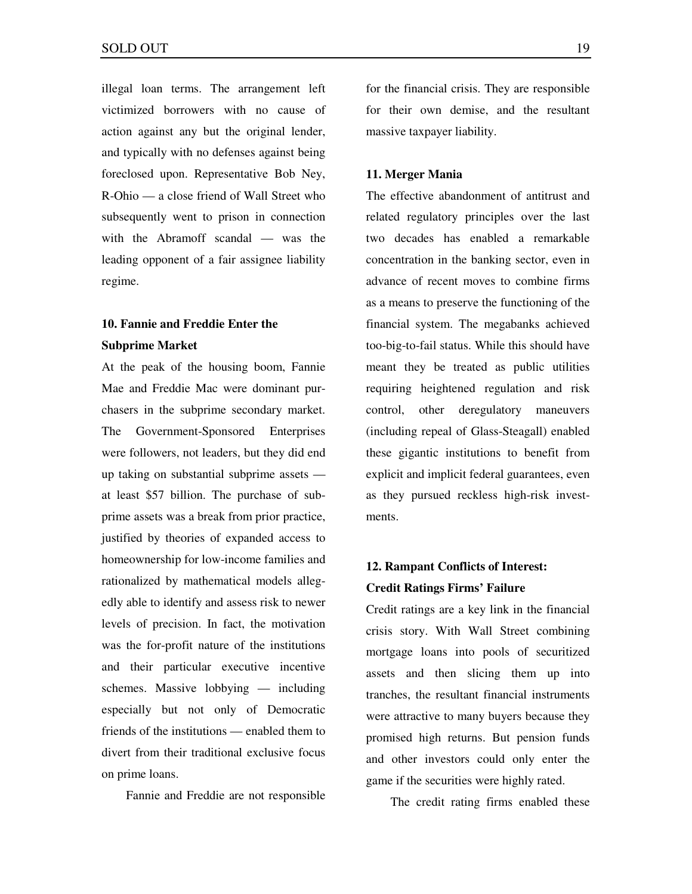illegal loan terms. The arrangement left victimized borrowers with no cause of action against any but the original lender, and typically with no defenses against being foreclosed upon. Representative Bob Ney, R-Ohio — a close friend of Wall Street who subsequently went to prison in connection with the Abramoff scandal — was the leading opponent of a fair assignee liability regime.

**10. Fannie and Freddie Enter the Subprime Market**

At the peak of the housing boom, Fannie Mae and Freddie Mac were dominant purchasers in the subprime secondary market. The Government-Sponsored Enterprises were followers, not leaders, but they did end up taking on substantial subprime assets — at least $57 billion. The purchase of subprime assets was a break from prior practice, justified by theories of expanded access to homeownership for low-income families and rationalized by mathematical models allegedly able to identify and assess risk to newer levels of precision. In fact, the motivation was the for-profit nature of the institutions and their particular executive incentive schemes. Massive lobbying — including especially but not only of Democratic friends of the institutions — enabled them to divert from their traditional exclusive focus on prime loans.

Fannie and Freddie are not responsible for the financial crisis. They are responsible for their own demise, and the resultant massive taxpayer liability.

**11. Merger Mania**

The effective abandonment of antitrust and related regulatory principles over the last two decades has enabled a remarkable concentration in the banking sector, even in advance of recent moves to combine firms as a means to preserve the functioning of the financial system. The megabanks achieved too-big-to-fail status. While this should have meant they be treated as public utilities requiring heightened regulation and risk control, other deregulatory maneuvers (including repeal of Glass-Steagall) enabled these gigantic institutions to benefit from explicit and implicit federal guarantees, even as they pursued reckless high-risk investments.

**12. Rampant Conflicts of Interest: Credit Ratings Firms' Failure**

Credit ratings are a key link in the financial crisis story. With Wall Street combining mortgage loans into pools of securitized assets and then slicing them up into tranches, the resultant financial instruments were attractive to many buyers because they promised high returns. But pension funds and other investors could only enter the game if the securities were highly rated.

The credit rating firms enabled these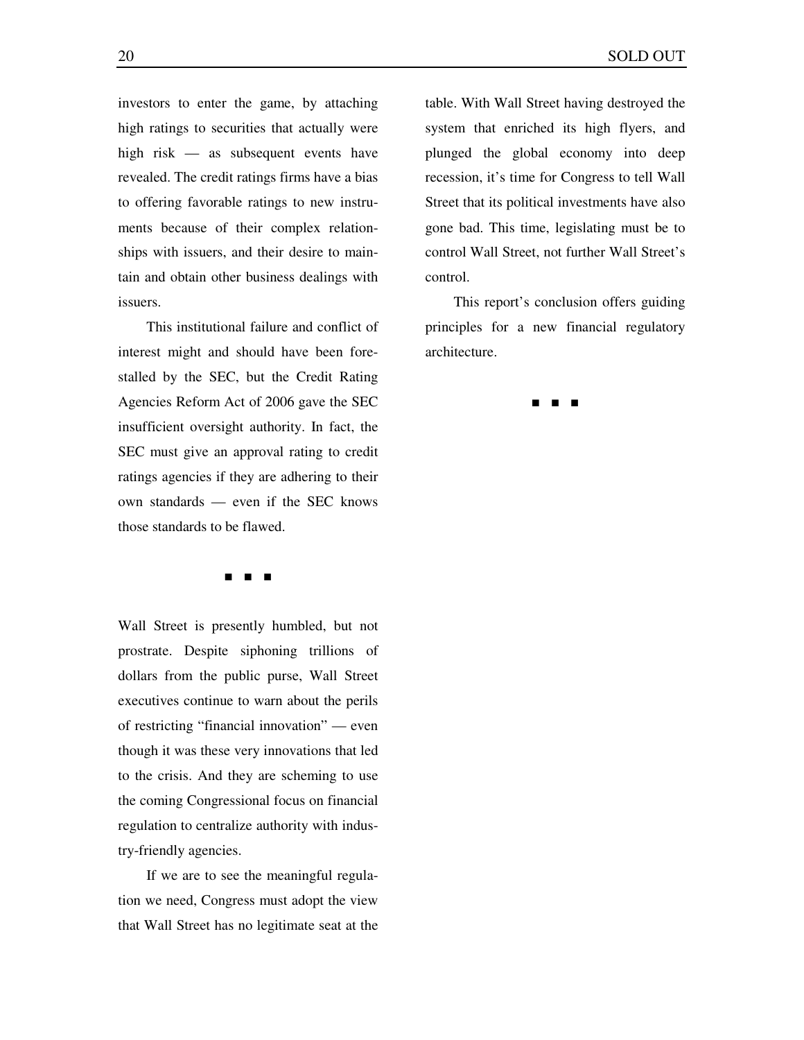investors to enter the game, by attaching high ratings to securities that actually were high risk — as subsequent events have revealed. The credit ratings firms have a bias to offering favorable ratings to new instruments because of their complex relationships with issuers, and their desire to maintain and obtain other business dealings with issuers.

This institutional failure and conflict of interest might and should have been forestalled by the SEC, but the Credit Rating Agencies Reform Act of 2006 gave the SEC insufficient oversight authority. In fact, the SEC must give an approval rating to credit ratings agencies if they are adhering to their own standards — even if the SEC knows those standards to be flawed.

■ ■ ■

Wall Street is presently humbled, but not prostrate. Despite siphoning trillions of dollars from the public purse, Wall Street executives continue to warn about the perils of restricting "financial innovation" — even though it was these very innovations that led to the crisis. And they are scheming to use the coming Congressional focus on financial regulation to centralize authority with industry-friendly agencies.

If we are to see the meaningful regulation we need, Congress must adopt the view that Wall Street has no legitimate seat at the table. With Wall Street having destroyed the system that enriched its high flyers, and plunged the global economy into deep recession, it's time for Congress to tell Wall Street that its political investments have also gone bad. This time, legislating must be to control Wall Street, not further Wall Street's control.

This report's conclusion offers guiding principles for a new financial regulatory architecture.

■ ■ ■